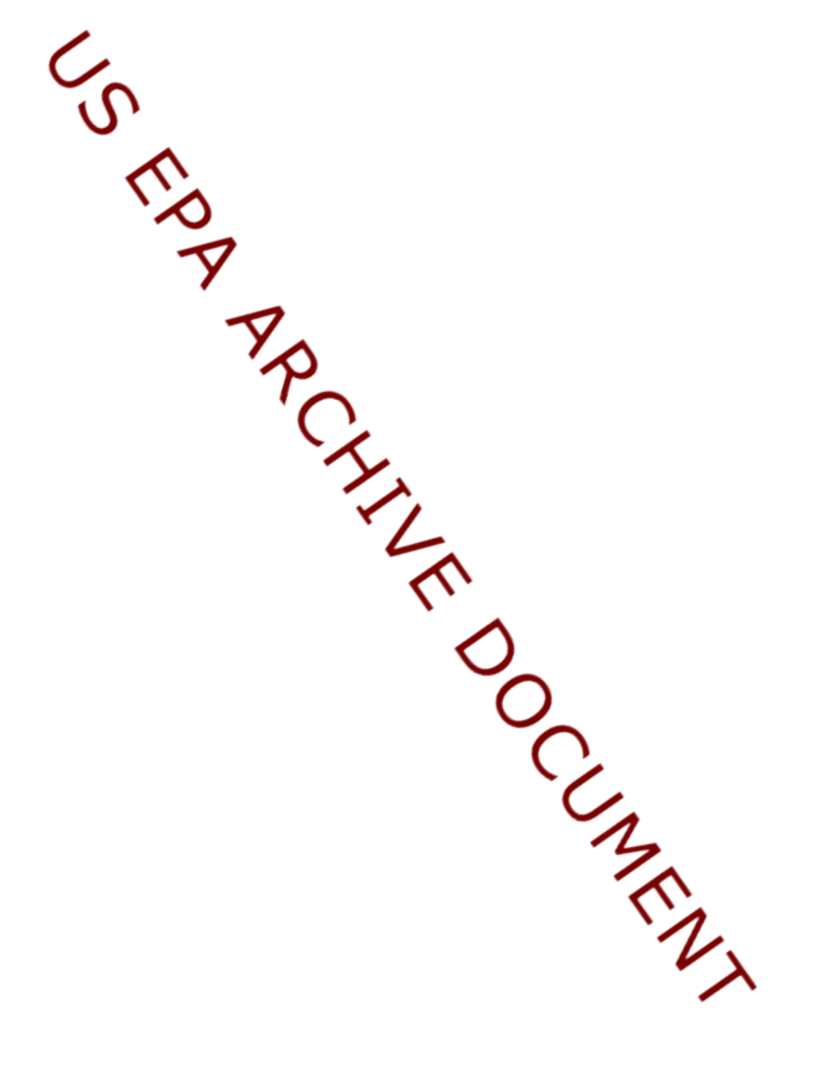US EPA ARCHIVE DOCUMENT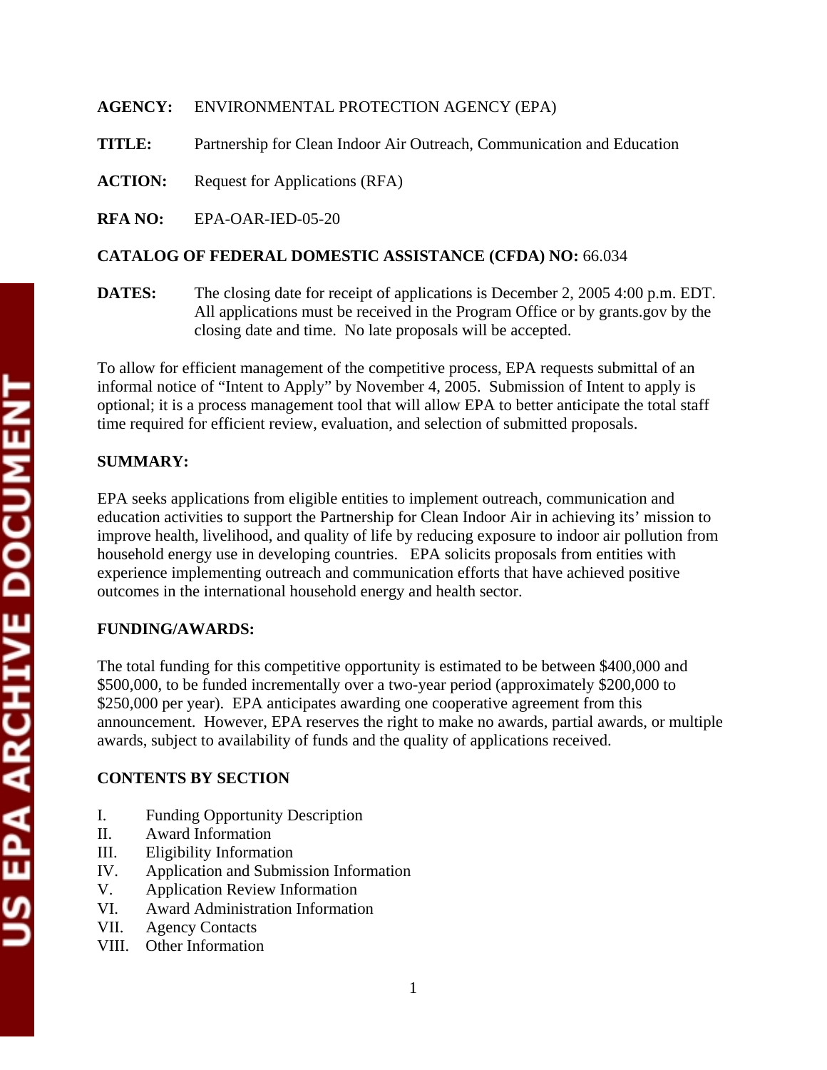**AGENCY:** ENVIRONMENTAL PROTECTION AGENCY (EPA)

**TITLE:** Partnership for Clean Indoor Air Outreach, Communication and Education

**ACTION:** Request for Applications (RFA)

**RFA NO:** EPA-OAR-IED-05-20

**CATALOG OF FEDERAL DOMESTIC ASSISTANCE (CFDA) NO:** 66.034

**DATES:** The closing date for receipt of applications is December 2, 2005 4:00 p.m. EDT. All applications must be received in the Program Office or by grants.gov by the closing date and time. No late proposals will be accepted.

To allow for efficient management of the competitive process, EPA requests submittal of an informal notice of "Intent to Apply" by November 4, 2005. Submission of Intent to apply is optional; it is a process management tool that will allow EPA to better anticipate the total staff time required for efficient review, evaluation, and selection of submitted proposals.

**SUMMARY:**

EPA seeks applications from eligible entities to implement outreach, communication and education activities to support the Partnership for Clean Indoor Air in achieving its' mission to improve health, livelihood, and quality of life by reducing exposure to indoor air pollution from household energy use in developing countries. EPA solicits proposals from entities with experience implementing outreach and communication efforts that have achieved positive outcomes in the international household energy and health sector.

**FUNDING/AWARDS:**

The total funding for this competitive opportunity is estimated to be between $400,000 and $500,000, to be funded incrementally over a two-year period (approximately $200,000 to $250,000 per year). EPA anticipates awarding one cooperative agreement from this announcement. However, EPA reserves the right to make no awards, partial awards, or multiple awards, subject to availability of funds and the quality of applications received.

**CONTENTS BY SECTION**

I. Funding Opportunity Description
II. Award Information
III. Eligibility Information
IV. Application and Submission Information
V. Application Review Information
VI. Award Administration Information
VII. Agency Contacts
VIII. Other Information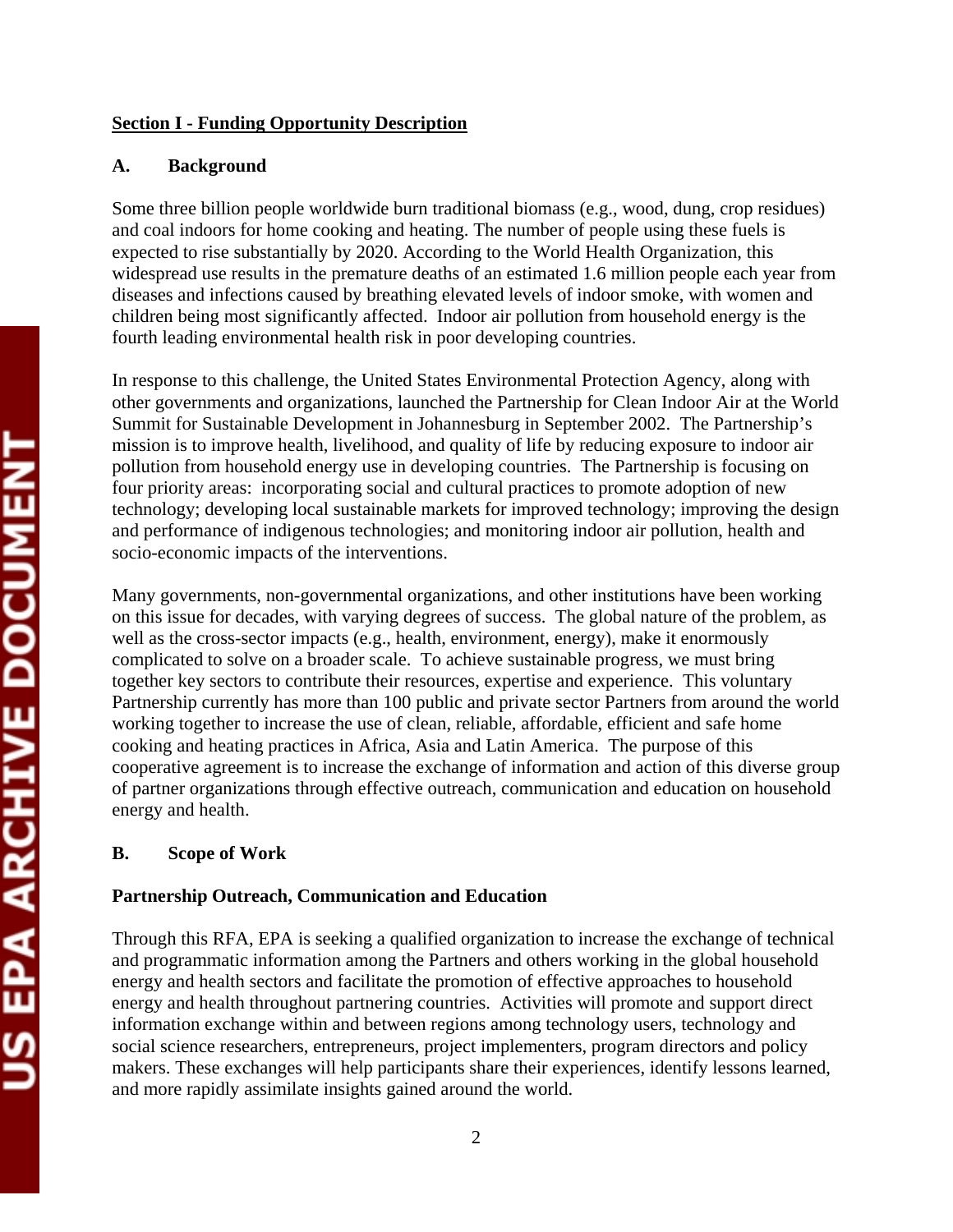## Section I - Funding Opportunity Description

### A. Background

Some three billion people worldwide burn traditional biomass (e.g., wood, dung, crop residues) and coal indoors for home cooking and heating. The number of people using these fuels is expected to rise substantially by 2020. According to the World Health Organization, this widespread use results in the premature deaths of an estimated 1.6 million people each year from diseases and infections caused by breathing elevated levels of indoor smoke, with women and children being most significantly affected. Indoor air pollution from household energy is the fourth leading environmental health risk in poor developing countries.

In response to this challenge, the United States Environmental Protection Agency, along with other governments and organizations, launched the Partnership for Clean Indoor Air at the World Summit for Sustainable Development in Johannesburg in September 2002. The Partnership's mission is to improve health, livelihood, and quality of life by reducing exposure to indoor air pollution from household energy use in developing countries. The Partnership is focusing on four priority areas: incorporating social and cultural practices to promote adoption of new technology; developing local sustainable markets for improved technology; improving the design and performance of indigenous technologies; and monitoring indoor air pollution, health and socio-economic impacts of the interventions.

Many governments, non-governmental organizations, and other institutions have been working on this issue for decades, with varying degrees of success. The global nature of the problem, as well as the cross-sector impacts (e.g., health, environment, energy), make it enormously complicated to solve on a broader scale. To achieve sustainable progress, we must bring together key sectors to contribute their resources, expertise and experience. This voluntary Partnership currently has more than 100 public and private sector Partners from around the world working together to increase the use of clean, reliable, affordable, efficient and safe home cooking and heating practices in Africa, Asia and Latin America. The purpose of this cooperative agreement is to increase the exchange of information and action of this diverse group of partner organizations through effective outreach, communication and education on household energy and health.

### B. Scope of Work

**Partnership Outreach, Communication and Education**

Through this RFA, EPA is seeking a qualified organization to increase the exchange of technical and programmatic information among the Partners and others working in the global household energy and health sectors and facilitate the promotion of effective approaches to household energy and health throughout partnering countries. Activities will promote and support direct information exchange within and between regions among technology users, technology and social science researchers, entrepreneurs, project implementers, program directors and policy makers. These exchanges will help participants share their experiences, identify lessons learned, and more rapidly assimilate insights gained around the world.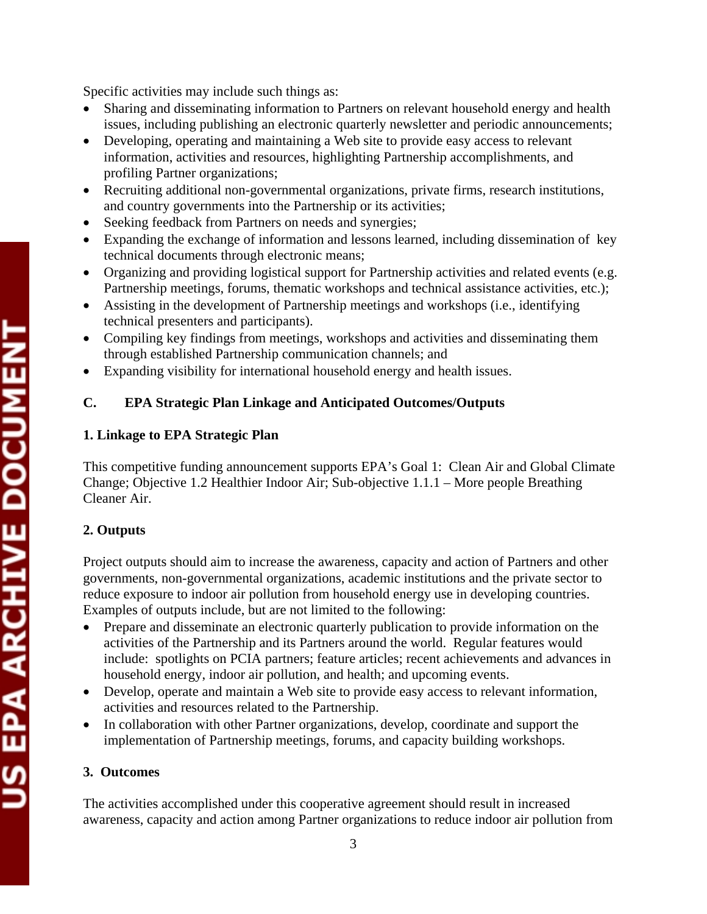Specific activities may include such things as:

- Sharing and disseminating information to Partners on relevant household energy and health issues, including publishing an electronic quarterly newsletter and periodic announcements;
- Developing, operating and maintaining a Web site to provide easy access to relevant information, activities and resources, highlighting Partnership accomplishments, and profiling Partner organizations;
- Recruiting additional non-governmental organizations, private firms, research institutions, and country governments into the Partnership or its activities;
- Seeking feedback from Partners on needs and synergies;
- Expanding the exchange of information and lessons learned, including dissemination of key technical documents through electronic means;
- Organizing and providing logistical support for Partnership activities and related events (e.g. Partnership meetings, forums, thematic workshops and technical assistance activities, etc.);
- Assisting in the development of Partnership meetings and workshops (i.e., identifying technical presenters and participants).
- Compiling key findings from meetings, workshops and activities and disseminating them through established Partnership communication channels; and
- Expanding visibility for international household energy and health issues.

## C. EPA Strategic Plan Linkage and Anticipated Outcomes/Outputs

### 1. Linkage to EPA Strategic Plan

This competitive funding announcement supports EPA's Goal 1: Clean Air and Global Climate Change; Objective 1.2 Healthier Indoor Air; Sub-objective 1.1.1 – More people Breathing Cleaner Air.

### 2. Outputs

Project outputs should aim to increase the awareness, capacity and action of Partners and other governments, non-governmental organizations, academic institutions and the private sector to reduce exposure to indoor air pollution from household energy use in developing countries. Examples of outputs include, but are not limited to the following:

- Prepare and disseminate an electronic quarterly publication to provide information on the activities of the Partnership and its Partners around the world. Regular features would include: spotlights on PCIA partners; feature articles; recent achievements and advances in household energy, indoor air pollution, and health; and upcoming events.
- Develop, operate and maintain a Web site to provide easy access to relevant information, activities and resources related to the Partnership.
- In collaboration with other Partner organizations, develop, coordinate and support the implementation of Partnership meetings, forums, and capacity building workshops.

### 3. Outcomes

The activities accomplished under this cooperative agreement should result in increased awareness, capacity and action among Partner organizations to reduce indoor air pollution from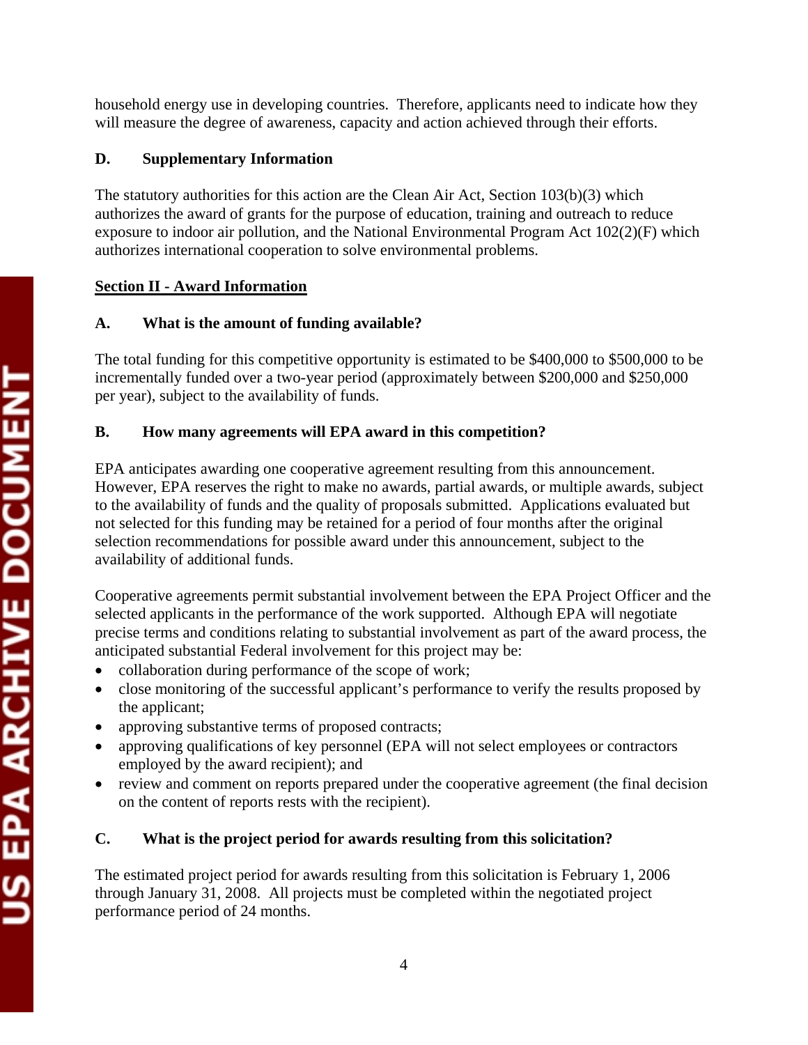household energy use in developing countries. Therefore, applicants need to indicate how they will measure the degree of awareness, capacity and action achieved through their efforts.

### D. Supplementary Information

The statutory authorities for this action are the Clean Air Act, Section 103(b)(3) which authorizes the award of grants for the purpose of education, training and outreach to reduce exposure to indoor air pollution, and the National Environmental Program Act 102(2)(F) which authorizes international cooperation to solve environmental problems.

## Section II - Award Information

### A. What is the amount of funding available?

The total funding for this competitive opportunity is estimated to be $400,000 to $500,000 to be incrementally funded over a two-year period (approximately between $200,000 and $250,000 per year), subject to the availability of funds.

### B. How many agreements will EPA award in this competition?

EPA anticipates awarding one cooperative agreement resulting from this announcement. However, EPA reserves the right to make no awards, partial awards, or multiple awards, subject to the availability of funds and the quality of proposals submitted. Applications evaluated but not selected for this funding may be retained for a period of four months after the original selection recommendations for possible award under this announcement, subject to the availability of additional funds.

Cooperative agreements permit substantial involvement between the EPA Project Officer and the selected applicants in the performance of the work supported. Although EPA will negotiate precise terms and conditions relating to substantial involvement as part of the award process, the anticipated substantial Federal involvement for this project may be:

- collaboration during performance of the scope of work;
- close monitoring of the successful applicant's performance to verify the results proposed by the applicant;
- approving substantive terms of proposed contracts;
- approving qualifications of key personnel (EPA will not select employees or contractors employed by the award recipient); and
- review and comment on reports prepared under the cooperative agreement (the final decision on the content of reports rests with the recipient).

### C. What is the project period for awards resulting from this solicitation?

The estimated project period for awards resulting from this solicitation is February 1, 2006 through January 31, 2008. All projects must be completed within the negotiated project performance period of 24 months.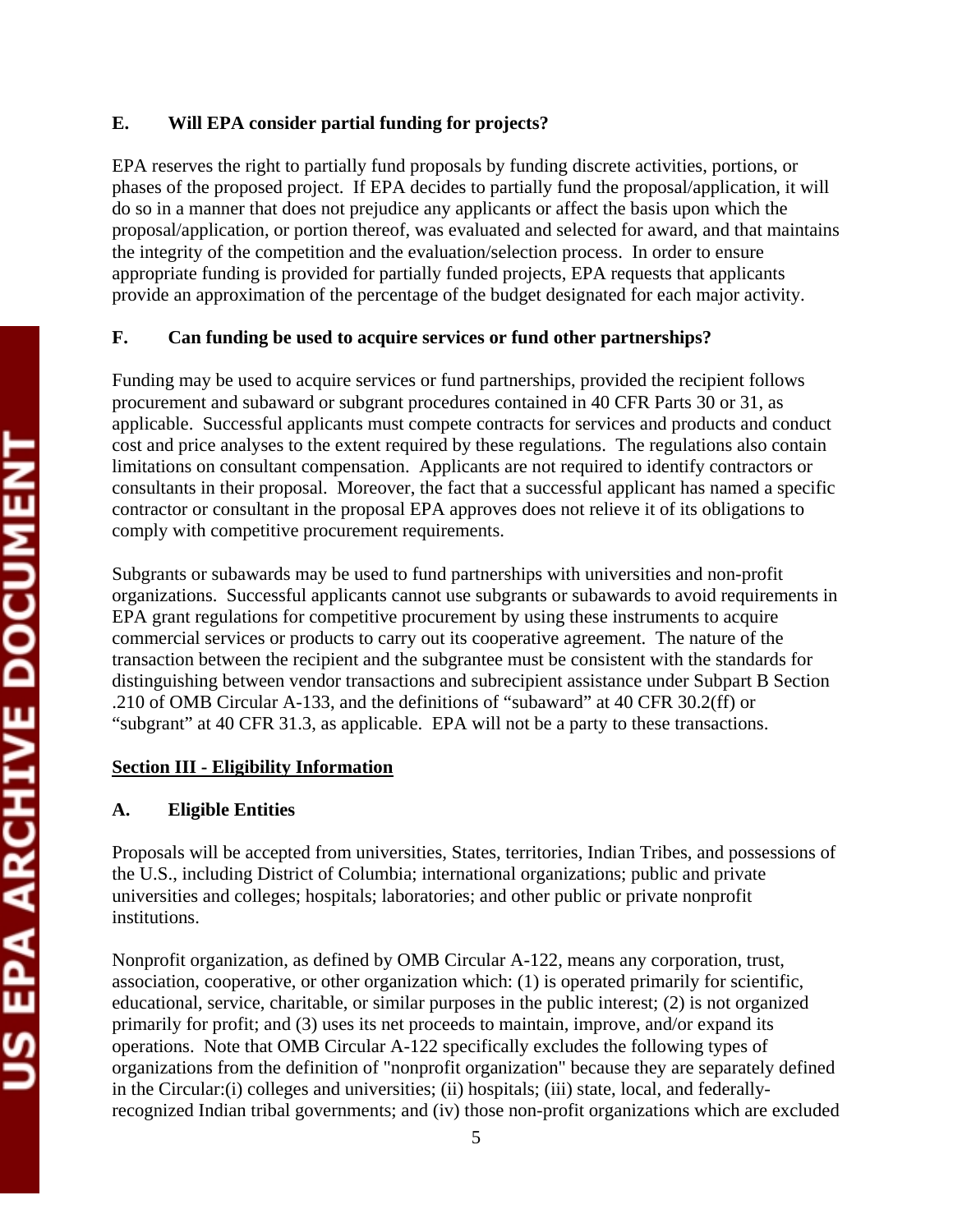### E. Will EPA consider partial funding for projects?

EPA reserves the right to partially fund proposals by funding discrete activities, portions, or phases of the proposed project. If EPA decides to partially fund the proposal/application, it will do so in a manner that does not prejudice any applicants or affect the basis upon which the proposal/application, or portion thereof, was evaluated and selected for award, and that maintains the integrity of the competition and the evaluation/selection process. In order to ensure appropriate funding is provided for partially funded projects, EPA requests that applicants provide an approximation of the percentage of the budget designated for each major activity.

### F. Can funding be used to acquire services or fund other partnerships?

Funding may be used to acquire services or fund partnerships, provided the recipient follows procurement and subaward or subgrant procedures contained in 40 CFR Parts 30 or 31, as applicable. Successful applicants must compete contracts for services and products and conduct cost and price analyses to the extent required by these regulations. The regulations also contain limitations on consultant compensation. Applicants are not required to identify contractors or consultants in their proposal. Moreover, the fact that a successful applicant has named a specific contractor or consultant in the proposal EPA approves does not relieve it of its obligations to comply with competitive procurement requirements.

Subgrants or subawards may be used to fund partnerships with universities and non-profit organizations. Successful applicants cannot use subgrants or subawards to avoid requirements in EPA grant regulations for competitive procurement by using these instruments to acquire commercial services or products to carry out its cooperative agreement. The nature of the transaction between the recipient and the subgrantee must be consistent with the standards for distinguishing between vendor transactions and subrecipient assistance under Subpart B Section .210 of OMB Circular A-133, and the definitions of "subaward" at 40 CFR 30.2(ff) or "subgrant" at 40 CFR 31.3, as applicable. EPA will not be a party to these transactions.

## Section III - Eligibility Information

### A. Eligible Entities

Proposals will be accepted from universities, States, territories, Indian Tribes, and possessions of the U.S., including District of Columbia; international organizations; public and private universities and colleges; hospitals; laboratories; and other public or private nonprofit institutions.

Nonprofit organization, as defined by OMB Circular A-122, means any corporation, trust, association, cooperative, or other organization which: (1) is operated primarily for scientific, educational, service, charitable, or similar purposes in the public interest; (2) is not organized primarily for profit; and (3) uses its net proceeds to maintain, improve, and/or expand its operations. Note that OMB Circular A-122 specifically excludes the following types of organizations from the definition of "nonprofit organization" because they are separately defined in the Circular:(i) colleges and universities; (ii) hospitals; (iii) state, local, and federally-recognized Indian tribal governments; and (iv) those non-profit organizations which are excluded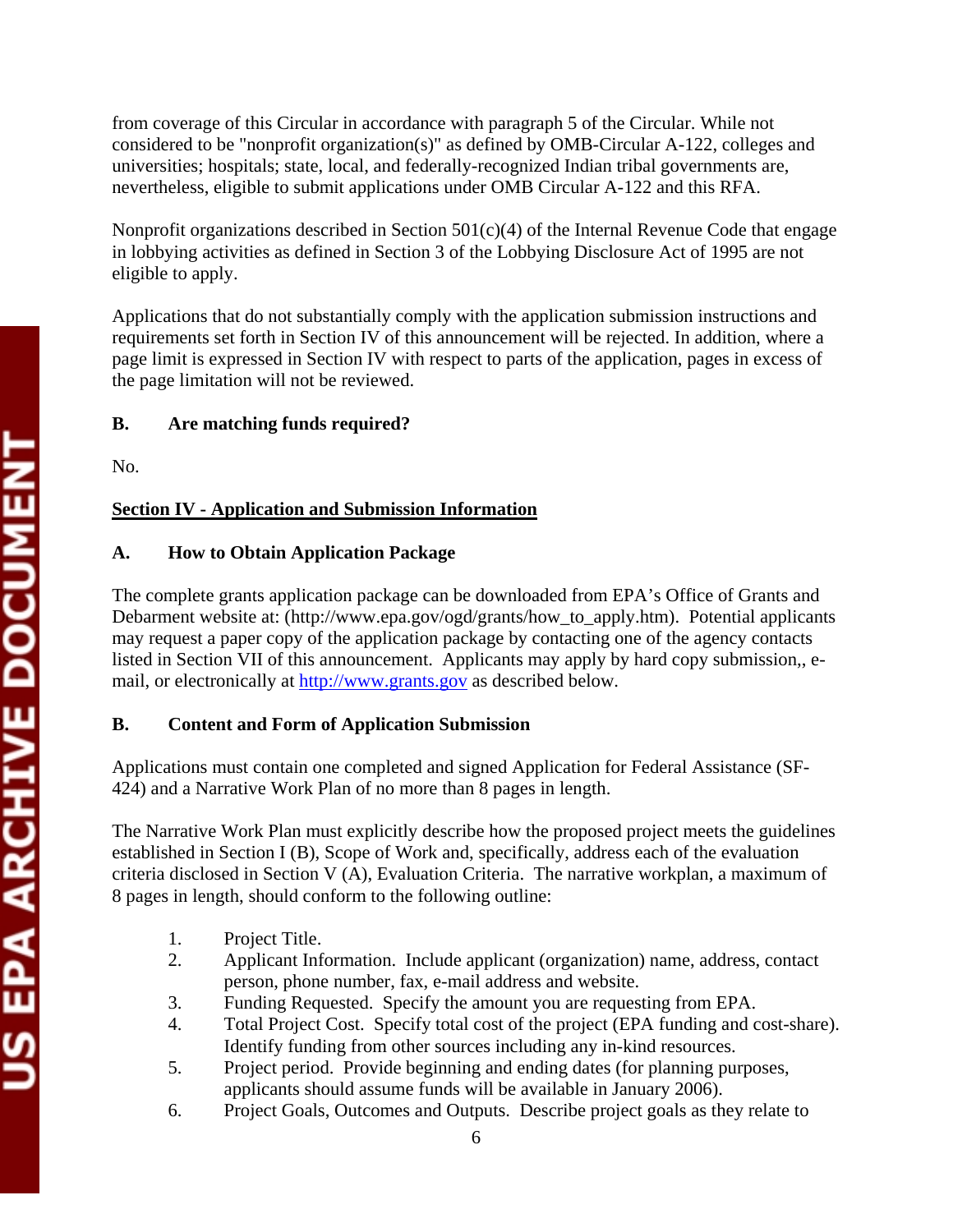from coverage of this Circular in accordance with paragraph 5 of the Circular. While not considered to be "nonprofit organization(s)" as defined by OMB-Circular A-122, colleges and universities; hospitals; state, local, and federally-recognized Indian tribal governments are, nevertheless, eligible to submit applications under OMB Circular A-122 and this RFA.

Nonprofit organizations described in Section 501(c)(4) of the Internal Revenue Code that engage in lobbying activities as defined in Section 3 of the Lobbying Disclosure Act of 1995 are not eligible to apply.

Applications that do not substantially comply with the application submission instructions and requirements set forth in Section IV of this announcement will be rejected. In addition, where a page limit is expressed in Section IV with respect to parts of the application, pages in excess of the page limitation will not be reviewed.

**B. Are matching funds required?**

No.

## Section IV - Application and Submission Information

**A. How to Obtain Application Package**

The complete grants application package can be downloaded from EPA's Office of Grants and Debarment website at: (http://www.epa.gov/ogd/grants/how_to_apply.htm). Potential applicants may request a paper copy of the application package by contacting one of the agency contacts listed in Section VII of this announcement. Applicants may apply by hard copy submission,, e-mail, or electronically at [http://www.grants.gov](http://www.grants.gov) as described below.

**B. Content and Form of Application Submission**

Applications must contain one completed and signed Application for Federal Assistance (SF-424) and a Narrative Work Plan of no more than 8 pages in length.

The Narrative Work Plan must explicitly describe how the proposed project meets the guidelines established in Section I (B), Scope of Work and, specifically, address each of the evaluation criteria disclosed in Section V (A), Evaluation Criteria. The narrative workplan, a maximum of 8 pages in length, should conform to the following outline:

1. Project Title.
2. Applicant Information. Include applicant (organization) name, address, contact person, phone number, fax, e-mail address and website.
3. Funding Requested. Specify the amount you are requesting from EPA.
4. Total Project Cost. Specify total cost of the project (EPA funding and cost-share). Identify funding from other sources including any in-kind resources.
5. Project period. Provide beginning and ending dates (for planning purposes, applicants should assume funds will be available in January 2006).
6. Project Goals, Outcomes and Outputs. Describe project goals as they relate to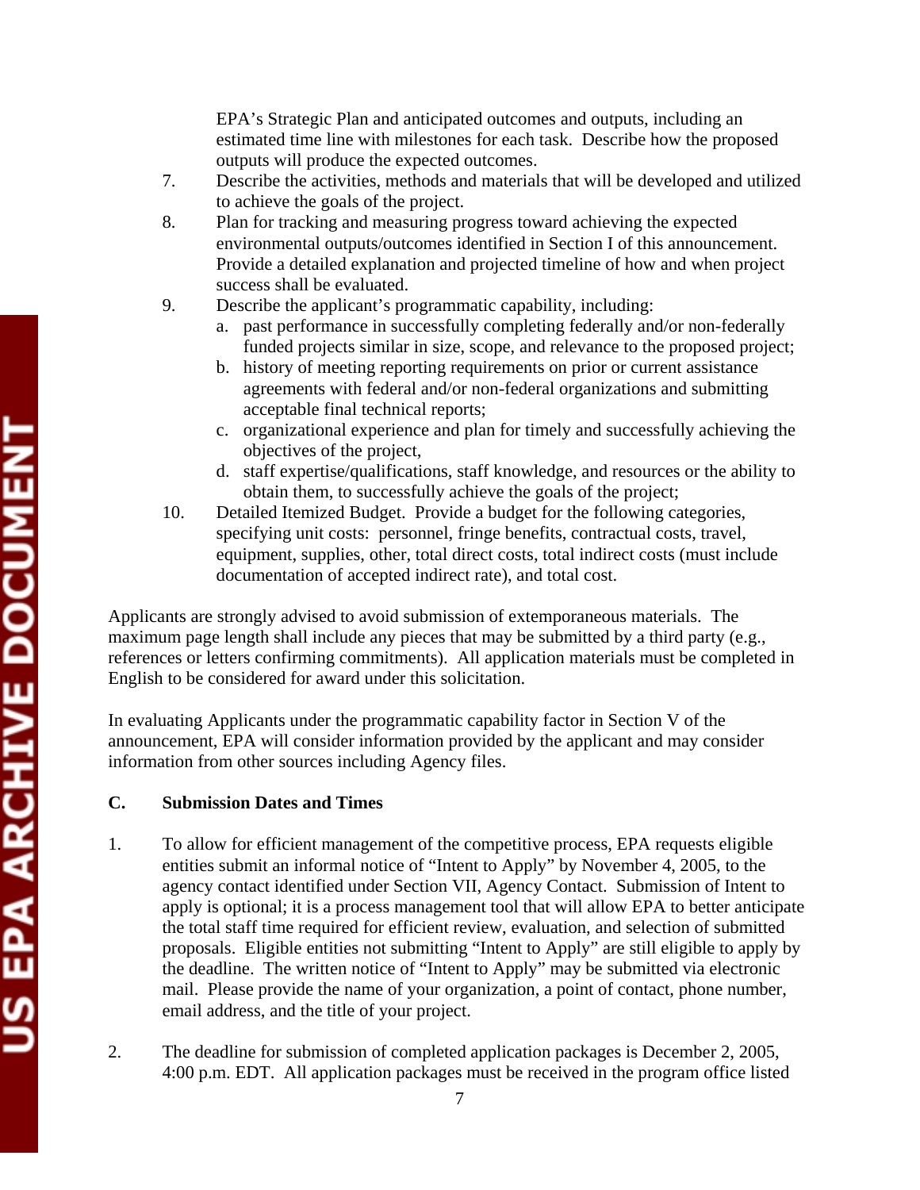EPA's Strategic Plan and anticipated outcomes and outputs, including an estimated time line with milestones for each task. Describe how the proposed outputs will produce the expected outcomes.

7. Describe the activities, methods and materials that will be developed and utilized to achieve the goals of the project.
8. Plan for tracking and measuring progress toward achieving the expected environmental outputs/outcomes identified in Section I of this announcement. Provide a detailed explanation and projected timeline of how and when project success shall be evaluated.
9. Describe the applicant's programmatic capability, including:
   a. past performance in successfully completing federally and/or non-federally funded projects similar in size, scope, and relevance to the proposed project;
   b. history of meeting reporting requirements on prior or current assistance agreements with federal and/or non-federal organizations and submitting acceptable final technical reports;
   c. organizational experience and plan for timely and successfully achieving the objectives of the project,
   d. staff expertise/qualifications, staff knowledge, and resources or the ability to obtain them, to successfully achieve the goals of the project;
10. Detailed Itemized Budget. Provide a budget for the following categories, specifying unit costs: personnel, fringe benefits, contractual costs, travel, equipment, supplies, other, total direct costs, total indirect costs (must include documentation of accepted indirect rate), and total cost.

Applicants are strongly advised to avoid submission of extemporaneous materials. The maximum page length shall include any pieces that may be submitted by a third party (e.g., references or letters confirming commitments). All application materials must be completed in English to be considered for award under this solicitation.

In evaluating Applicants under the programmatic capability factor in Section V of the announcement, EPA will consider information provided by the applicant and may consider information from other sources including Agency files.

### C. Submission Dates and Times

1. To allow for efficient management of the competitive process, EPA requests eligible entities submit an informal notice of "Intent to Apply" by November 4, 2005, to the agency contact identified under Section VII, Agency Contact. Submission of Intent to apply is optional; it is a process management tool that will allow EPA to better anticipate the total staff time required for efficient review, evaluation, and selection of submitted proposals. Eligible entities not submitting "Intent to Apply" are still eligible to apply by the deadline. The written notice of "Intent to Apply" may be submitted via electronic mail. Please provide the name of your organization, a point of contact, phone number, email address, and the title of your project.

2. The deadline for submission of completed application packages is December 2, 2005, 4:00 p.m. EDT. All application packages must be received in the program office listed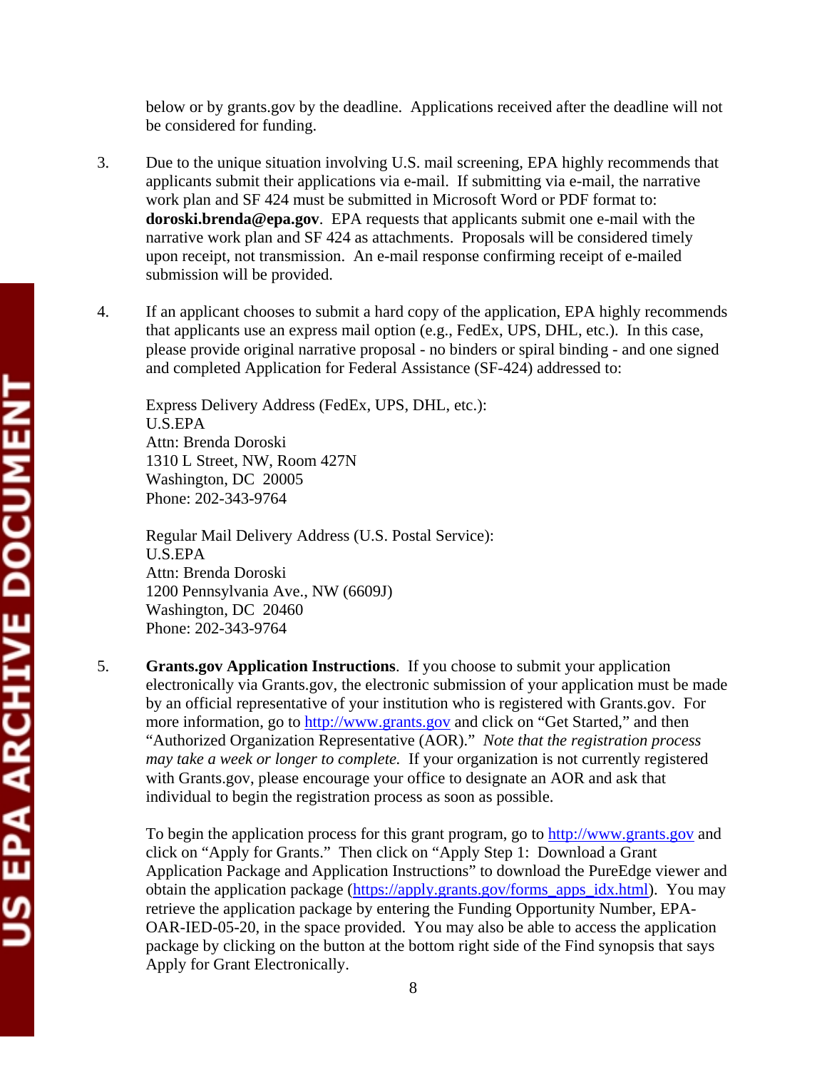below or by grants.gov by the deadline. Applications received after the deadline will not be considered for funding.

3. Due to the unique situation involving U.S. mail screening, EPA highly recommends that applicants submit their applications via e-mail. If submitting via e-mail, the narrative work plan and SF 424 must be submitted in Microsoft Word or PDF format to: **doroski.brenda@epa.gov**. EPA requests that applicants submit one e-mail with the narrative work plan and SF 424 as attachments. Proposals will be considered timely upon receipt, not transmission. An e-mail response confirming receipt of e-mailed submission will be provided.

4. If an applicant chooses to submit a hard copy of the application, EPA highly recommends that applicants use an express mail option (e.g., FedEx, UPS, DHL, etc.). In this case, please provide original narrative proposal - no binders or spiral binding - and one signed and completed Application for Federal Assistance (SF-424) addressed to:

   Express Delivery Address (FedEx, UPS, DHL, etc.):
   U.S.EPA
   Attn: Brenda Doroski
   1310 L Street, NW, Room 427N
   Washington, DC 20005
   Phone: 202-343-9764

   Regular Mail Delivery Address (U.S. Postal Service):
   U.S.EPA
   Attn: Brenda Doroski
   1200 Pennsylvania Ave., NW (6609J)
   Washington, DC 20460
   Phone: 202-343-9764

5. **Grants.gov Application Instructions**. If you choose to submit your application electronically via Grants.gov, the electronic submission of your application must be made by an official representative of your institution who is registered with Grants.gov. For more information, go to http://www.grants.gov and click on "Get Started," and then "Authorized Organization Representative (AOR)." *Note that the registration process may take a week or longer to complete.* If your organization is not currently registered with Grants.gov, please encourage your office to designate an AOR and ask that individual to begin the registration process as soon as possible.

   To begin the application process for this grant program, go to http://www.grants.gov and click on "Apply for Grants." Then click on "Apply Step 1: Download a Grant Application Package and Application Instructions" to download the PureEdge viewer and obtain the application package (https://apply.grants.gov/forms_apps_idx.html). You may retrieve the application package by entering the Funding Opportunity Number, EPA-OAR-IED-05-20, in the space provided. You may also be able to access the application package by clicking on the button at the bottom right side of the Find synopsis that says Apply for Grant Electronically.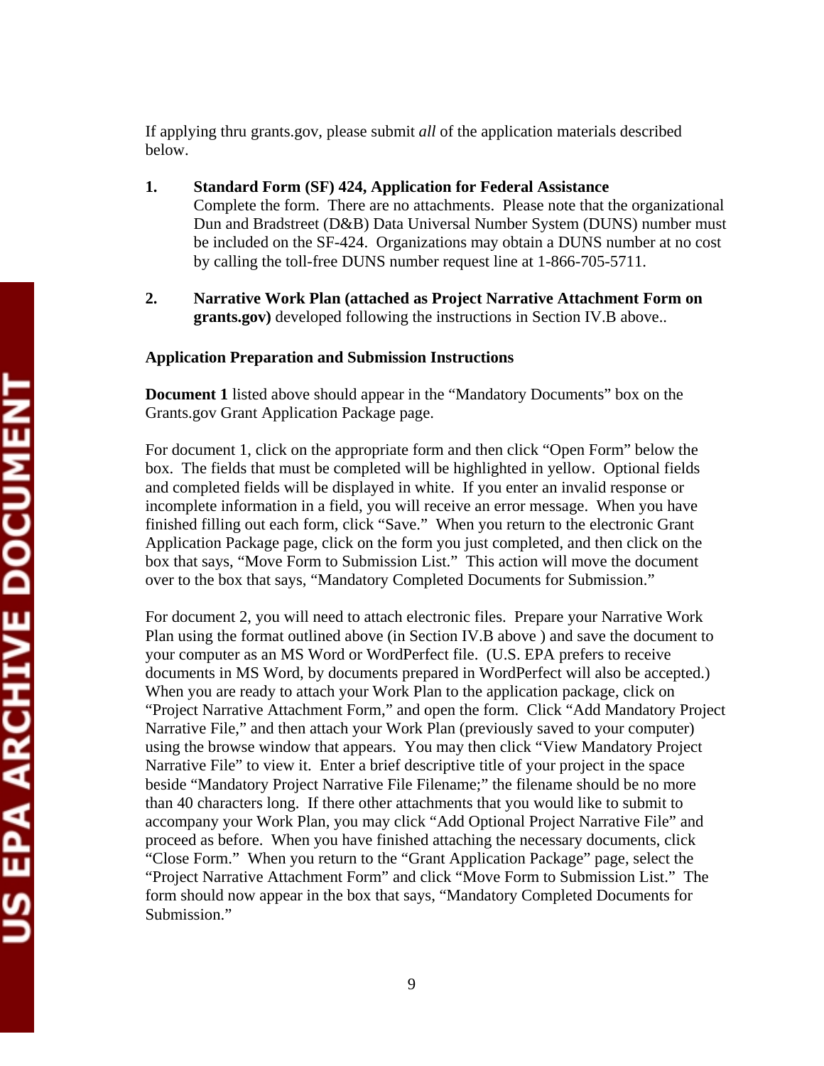If applying thru grants.gov, please submit *all* of the application materials described below.

1. **Standard Form (SF) 424, Application for Federal Assistance**
   Complete the form. There are no attachments. Please note that the organizational Dun and Bradstreet (D&B) Data Universal Number System (DUNS) number must be included on the SF-424. Organizations may obtain a DUNS number at no cost by calling the toll-free DUNS number request line at 1-866-705-5711.

2. **Narrative Work Plan (attached as Project Narrative Attachment Form on grants.gov)** developed following the instructions in Section IV.B above..

**Application Preparation and Submission Instructions**

**Document 1** listed above should appear in the "Mandatory Documents" box on the Grants.gov Grant Application Package page.

For document 1, click on the appropriate form and then click "Open Form" below the box. The fields that must be completed will be highlighted in yellow. Optional fields and completed fields will be displayed in white. If you enter an invalid response or incomplete information in a field, you will receive an error message. When you have finished filling out each form, click "Save." When you return to the electronic Grant Application Package page, click on the form you just completed, and then click on the box that says, "Move Form to Submission List." This action will move the document over to the box that says, "Mandatory Completed Documents for Submission."

For document 2, you will need to attach electronic files. Prepare your Narrative Work Plan using the format outlined above (in Section IV.B above ) and save the document to your computer as an MS Word or WordPerfect file. (U.S. EPA prefers to receive documents in MS Word, by documents prepared in WordPerfect will also be accepted.) When you are ready to attach your Work Plan to the application package, click on "Project Narrative Attachment Form," and open the form. Click "Add Mandatory Project Narrative File," and then attach your Work Plan (previously saved to your computer) using the browse window that appears. You may then click "View Mandatory Project Narrative File" to view it. Enter a brief descriptive title of your project in the space beside "Mandatory Project Narrative File Filename;" the filename should be no more than 40 characters long. If there other attachments that you would like to submit to accompany your Work Plan, you may click "Add Optional Project Narrative File" and proceed as before. When you have finished attaching the necessary documents, click "Close Form." When you return to the "Grant Application Package" page, select the "Project Narrative Attachment Form" and click "Move Form to Submission List." The form should now appear in the box that says, "Mandatory Completed Documents for Submission."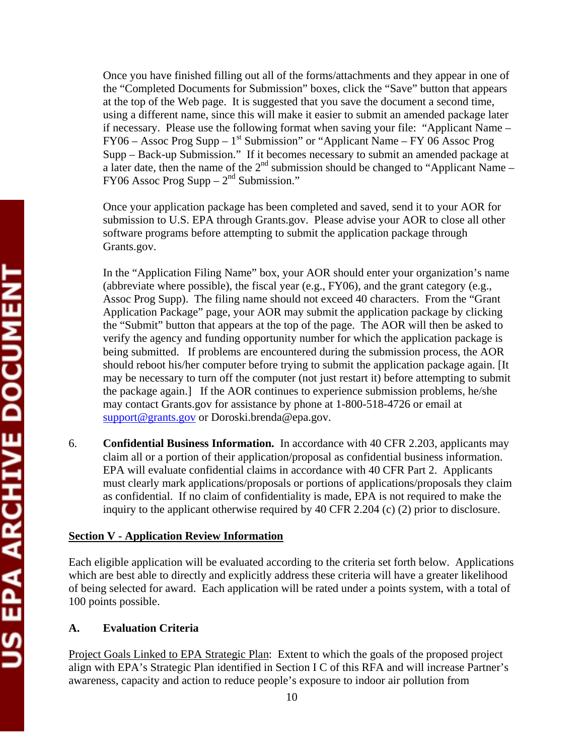Once you have finished filling out all of the forms/attachments and they appear in one of the "Completed Documents for Submission" boxes, click the "Save" button that appears at the top of the Web page. It is suggested that you save the document a second time, using a different name, since this will make it easier to submit an amended package later if necessary. Please use the following format when saving your file: "Applicant Name – FY06 – Assoc Prog Supp – 1st Submission" or "Applicant Name – FY 06 Assoc Prog Supp – Back-up Submission." If it becomes necessary to submit an amended package at a later date, then the name of the 2nd submission should be changed to "Applicant Name – FY06 Assoc Prog Supp – 2nd Submission."

Once your application package has been completed and saved, send it to your AOR for submission to U.S. EPA through Grants.gov. Please advise your AOR to close all other software programs before attempting to submit the application package through Grants.gov.

In the "Application Filing Name" box, your AOR should enter your organization's name (abbreviate where possible), the fiscal year (e.g., FY06), and the grant category (e.g., Assoc Prog Supp). The filing name should not exceed 40 characters. From the "Grant Application Package" page, your AOR may submit the application package by clicking the "Submit" button that appears at the top of the page. The AOR will then be asked to verify the agency and funding opportunity number for which the application package is being submitted. If problems are encountered during the submission process, the AOR should reboot his/her computer before trying to submit the application package again. [It may be necessary to turn off the computer (not just restart it) before attempting to submit the package again.] If the AOR continues to experience submission problems, he/she may contact Grants.gov for assistance by phone at 1-800-518-4726 or email at support@grants.gov or Doroski.brenda@epa.gov.

6. **Confidential Business Information.** In accordance with 40 CFR 2.203, applicants may claim all or a portion of their application/proposal as confidential business information. EPA will evaluate confidential claims in accordance with 40 CFR Part 2. Applicants must clearly mark applications/proposals or portions of applications/proposals they claim as confidential. If no claim of confidentiality is made, EPA is not required to make the inquiry to the applicant otherwise required by 40 CFR 2.204 (c) (2) prior to disclosure.

## Section V - Application Review Information

Each eligible application will be evaluated according to the criteria set forth below. Applications which are best able to directly and explicitly address these criteria will have a greater likelihood of being selected for award. Each application will be rated under a points system, with a total of 100 points possible.

### A. Evaluation Criteria

Project Goals Linked to EPA Strategic Plan: Extent to which the goals of the proposed project align with EPA's Strategic Plan identified in Section I C of this RFA and will increase Partner's awareness, capacity and action to reduce people's exposure to indoor air pollution from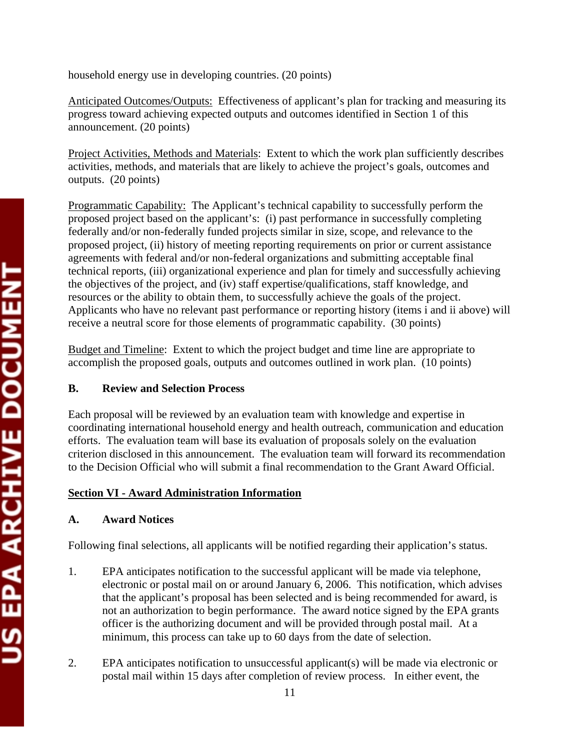household energy use in developing countries. (20 points)

Anticipated Outcomes/Outputs: Effectiveness of applicant's plan for tracking and measuring its progress toward achieving expected outputs and outcomes identified in Section 1 of this announcement. (20 points)

Project Activities, Methods and Materials: Extent to which the work plan sufficiently describes activities, methods, and materials that are likely to achieve the project's goals, outcomes and outputs. (20 points)

Programmatic Capability: The Applicant's technical capability to successfully perform the proposed project based on the applicant's: (i) past performance in successfully completing federally and/or non-federally funded projects similar in size, scope, and relevance to the proposed project, (ii) history of meeting reporting requirements on prior or current assistance agreements with federal and/or non-federal organizations and submitting acceptable final technical reports, (iii) organizational experience and plan for timely and successfully achieving the objectives of the project, and (iv) staff expertise/qualifications, staff knowledge, and resources or the ability to obtain them, to successfully achieve the goals of the project. Applicants who have no relevant past performance or reporting history (items i and ii above) will receive a neutral score for those elements of programmatic capability. (30 points)

Budget and Timeline: Extent to which the project budget and time line are appropriate to accomplish the proposed goals, outputs and outcomes outlined in work plan. (10 points)

**B. Review and Selection Process**

Each proposal will be reviewed by an evaluation team with knowledge and expertise in coordinating international household energy and health outreach, communication and education efforts. The evaluation team will base its evaluation of proposals solely on the evaluation criterion disclosed in this announcement. The evaluation team will forward its recommendation to the Decision Official who will submit a final recommendation to the Grant Award Official.

## Section VI - Award Administration Information

**A. Award Notices**

Following final selections, all applicants will be notified regarding their application's status.

1. EPA anticipates notification to the successful applicant will be made via telephone, electronic or postal mail on or around January 6, 2006. This notification, which advises that the applicant's proposal has been selected and is being recommended for award, is not an authorization to begin performance. The award notice signed by the EPA grants officer is the authorizing document and will be provided through postal mail. At a minimum, this process can take up to 60 days from the date of selection.

2. EPA anticipates notification to unsuccessful applicant(s) will be made via electronic or postal mail within 15 days after completion of review process. In either event, the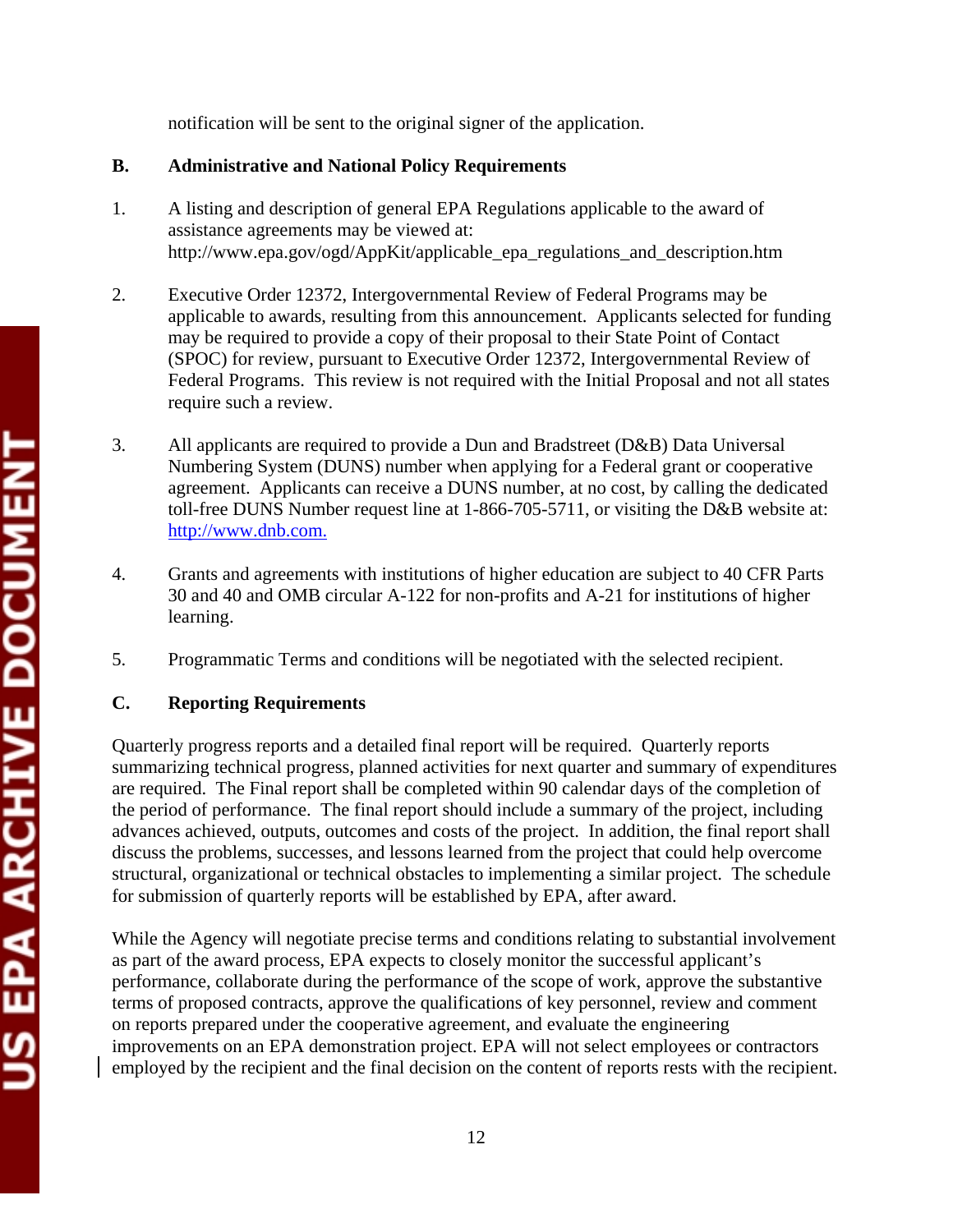notification will be sent to the original signer of the application.

## B. Administrative and National Policy Requirements

1. A listing and description of general EPA Regulations applicable to the award of assistance agreements may be viewed at: http://www.epa.gov/ogd/AppKit/applicable_epa_regulations_and_description.htm

2. Executive Order 12372, Intergovernmental Review of Federal Programs may be applicable to awards, resulting from this announcement. Applicants selected for funding may be required to provide a copy of their proposal to their State Point of Contact (SPOC) for review, pursuant to Executive Order 12372, Intergovernmental Review of Federal Programs. This review is not required with the Initial Proposal and not all states require such a review.

3. All applicants are required to provide a Dun and Bradstreet (D&B) Data Universal Numbering System (DUNS) number when applying for a Federal grant or cooperative agreement. Applicants can receive a DUNS number, at no cost, by calling the dedicated toll-free DUNS Number request line at 1-866-705-5711, or visiting the D&B website at: [http://www.dnb.com.](http://www.dnb.com)

4. Grants and agreements with institutions of higher education are subject to 40 CFR Parts 30 and 40 and OMB circular A-122 for non-profits and A-21 for institutions of higher learning.

5. Programmatic Terms and conditions will be negotiated with the selected recipient.

## C. Reporting Requirements

Quarterly progress reports and a detailed final report will be required. Quarterly reports summarizing technical progress, planned activities for next quarter and summary of expenditures are required. The Final report shall be completed within 90 calendar days of the completion of the period of performance. The final report should include a summary of the project, including advances achieved, outputs, outcomes and costs of the project. In addition, the final report shall discuss the problems, successes, and lessons learned from the project that could help overcome structural, organizational or technical obstacles to implementing a similar project. The schedule for submission of quarterly reports will be established by EPA, after award.

While the Agency will negotiate precise terms and conditions relating to substantial involvement as part of the award process, EPA expects to closely monitor the successful applicant's performance, collaborate during the performance of the scope of work, approve the substantive terms of proposed contracts, approve the qualifications of key personnel, review and comment on reports prepared under the cooperative agreement, and evaluate the engineering improvements on an EPA demonstration project. EPA will not select employees or contractors employed by the recipient and the final decision on the content of reports rests with the recipient.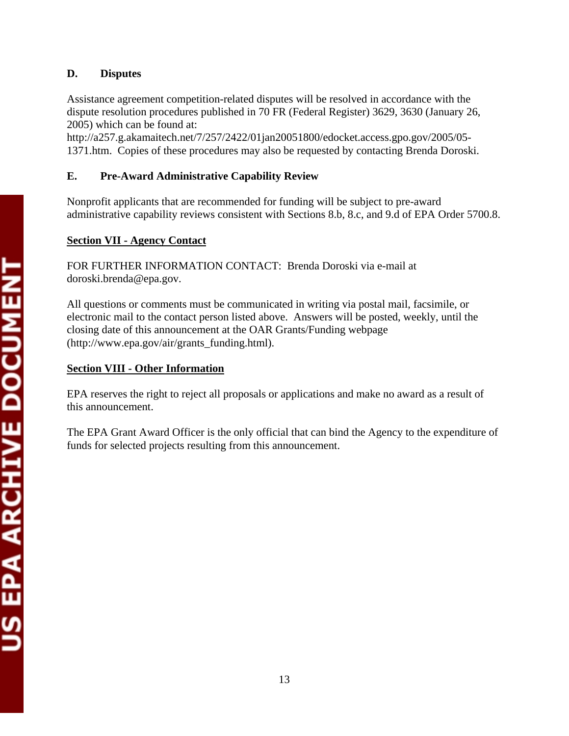### D. Disputes

Assistance agreement competition-related disputes will be resolved in accordance with the dispute resolution procedures published in 70 FR (Federal Register) 3629, 3630 (January 26, 2005) which can be found at: http://a257.g.akamaitech.net/7/257/2422/01jan20051800/edocket.access.gpo.gov/2005/05-1371.htm. Copies of these procedures may also be requested by contacting Brenda Doroski.

### E. Pre-Award Administrative Capability Review

Nonprofit applicants that are recommended for funding will be subject to pre-award administrative capability reviews consistent with Sections 8.b, 8.c, and 9.d of EPA Order 5700.8.

## Section VII - Agency Contact

FOR FURTHER INFORMATION CONTACT: Brenda Doroski via e-mail at doroski.brenda@epa.gov.

All questions or comments must be communicated in writing via postal mail, facsimile, or electronic mail to the contact person listed above. Answers will be posted, weekly, until the closing date of this announcement at the OAR Grants/Funding webpage (http://www.epa.gov/air/grants_funding.html).

## Section VIII - Other Information

EPA reserves the right to reject all proposals or applications and make no award as a result of this announcement.

The EPA Grant Award Officer is the only official that can bind the Agency to the expenditure of funds for selected projects resulting from this announcement.